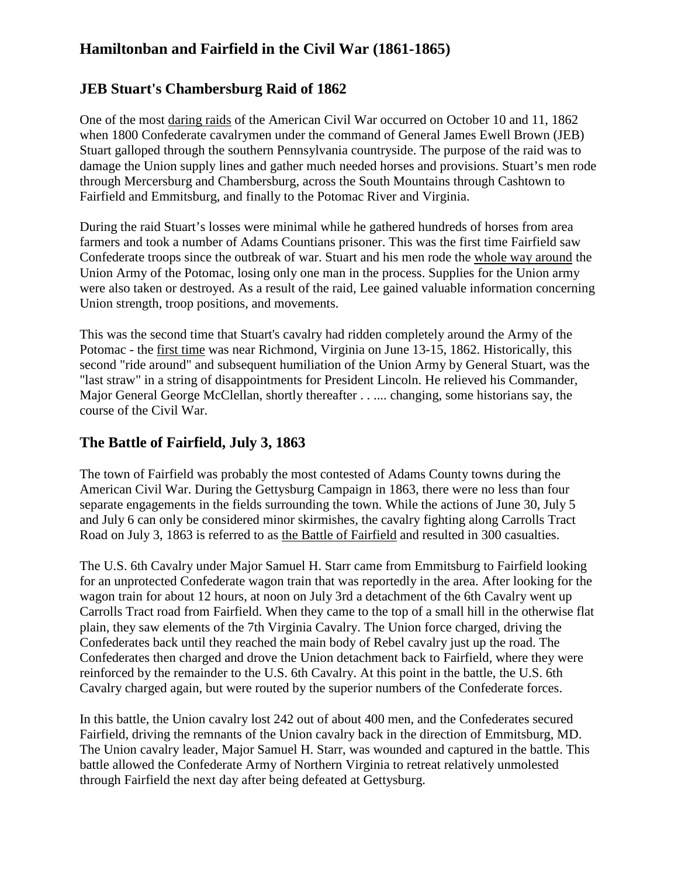# Hamiltonban and Fairfield in the Civil War (1861-1865)

## JEB Stuart's Chambersburg Raid of 1862

One of the most daring raids of the American Civil War occurred on October 10 and 11, 1862 when 1800 Confederate cavalrymen under the command of General James Ewell Brown (JEB) Stuart galloped through the southern Pennsylvania countryside. The purpose of the raid was to damage the Union supply lines and gather much needed horses and provisions. Stuart's men rode through Mercersburg and Chambersburg, across the South Mountains through Cashtown to Fairfield and Emmitsburg, and finally to the Potomac River and Virginia.

During the raid Stuart's losses were minimal while he gathered hundreds of horses from area farmers and took a number of Adams Countians prisoner. This was the first time Fairfield saw Confederate troops since the outbreak of war. Stuart and his men rode the whole way around the Union Army of the Potomac, losing only one man in the process. Supplies for the Union army were also taken or destroyed. As a result of the raid, Lee gained valuable information concerning Union strength, troop positions, and movements.

This was the second time that Stuart's cavalry had ridden completely around the Army of the Potomac - the first time was near Richmond, Virginia on June 13-15, 1862. Historically, this second "ride around" and subsequent humiliation of the Union Army by General Stuart, was the "last straw" in a string of disappointments for President Lincoln. He relieved his Commander, Major General George McClellan, shortly thereafter . . .... changing, some historians say, the course of the Civil War.

## The Battle of Fairfield, July 3, 1863

The town of Fairfield was probably the most contested of Adams County towns during the American Civil War. During the Gettysburg Campaign in 1863, there were no less than four separate engagements in the fields surrounding the town. While the actions of June 30, July 5 and July 6 can only be considered minor skirmishes, the cavalry fighting along Carrolls Tract Road on July 3, 1863 is referred to as the Battle of Fairfield and resulted in 300 casualties.

The U.S. 6th Cavalry under Major Samuel H. Starr came from Emmitsburg to Fairfield looking for an unprotected Confederate wagon train that was reportedly in the area. After looking for the wagon train for about 12 hours, at noon on July 3rd a detachment of the 6th Cavalry went up Carrolls Tract road from Fairfield. When they came to the top of a small hill in the otherwise flat plain, they saw elements of the 7th Virginia Cavalry. The Union force charged, driving the Confederates back until they reached the main body of Rebel cavalry just up the road. The Confederates then charged and drove the Union detachment back to Fairfield, where they were reinforced by the remainder to the U.S. 6th Cavalry. At this point in the battle, the U.S. 6th Cavalry charged again, but were routed by the superior numbers of the Confederate forces.

In this battle, the Union cavalry lost 242 out of about 400 men, and the Confederates secured Fairfield, driving the remnants of the Union cavalry back in the direction of Emmitsburg, MD. The Union cavalry leader, Major Samuel H. Starr, was wounded and captured in the battle. This battle allowed the Confederate Army of Northern Virginia to retreat relatively unmolested through Fairfield the next day after being defeated at Gettysburg.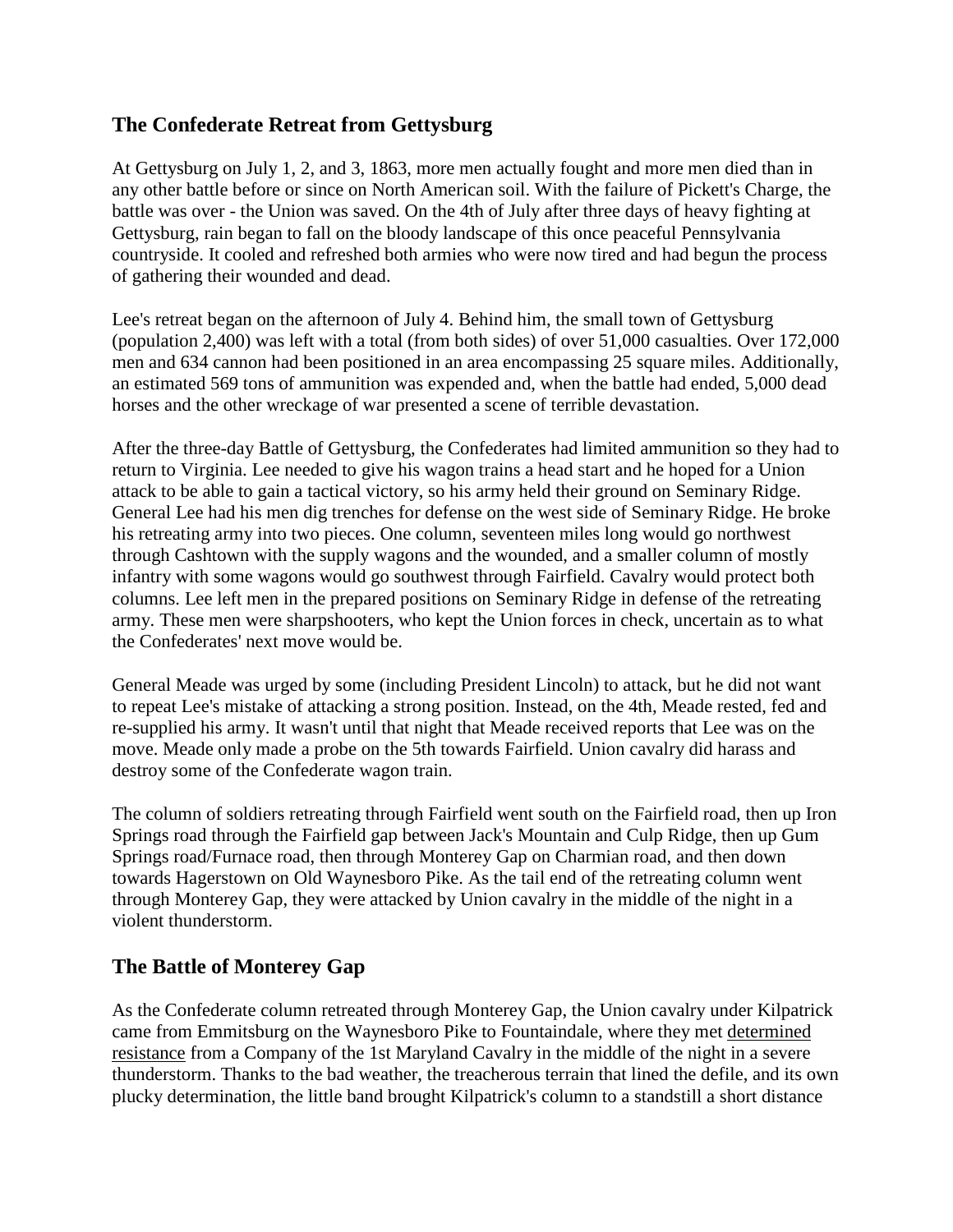## The Confederate Retreat from Gettysburg

At Gettysburg on July 1, 2, and 3, 1863, more men actually fought and more men died than in any other battle before or since on North American soil. With the failure of Pickett's Charge, the battle was over - the Union was saved. On the 4th of July after three days of heavy fighting at Gettysburg, rain began to fall on the bloody landscape of this once peaceful Pennsylvania countryside. It cooled and refreshed both armies who were now tired and had begun the process of gathering their wounded and dead.

Lee's retreat began on the afternoon of July 4. Behind him, the small town of Gettysburg (population 2,400) was left with a total (from both sides) of over 51,000 casualties. Over 172,000 men and 634 cannon had been positioned in an area encompassing 25 square miles. Additionally, an estimated 569 tons of ammunition was expended and, when the battle had ended, 5,000 dead horses and the other wreckage of war presented a scene of terrible devastation.

After the three-day Battle of Gettysburg, the Confederates had limited ammunition so they had to return to Virginia. Lee needed to give his wagon trains a head start and he hoped for a Union attack to be able to gain a tactical victory, so his army held their ground on Seminary Ridge. General Lee had his men dig trenches for defense on the west side of Seminary Ridge. He broke his retreating army into two pieces. One column, seventeen miles long would go northwest through Cashtown with the supply wagons and the wounded, and a smaller column of mostly infantry with some wagons would go southwest through Fairfield. Cavalry would protect both columns. Lee left men in the prepared positions on Seminary Ridge in defense of the retreating army. These men were sharpshooters, who kept the Union forces in check, uncertain as to what the Confederates' next move would be.

General Meade was urged by some (including President Lincoln) to attack, but he did not want to repeat Lee's mistake of attacking a strong position. Instead, on the 4th, Meade rested, fed and re-supplied his army. It wasn't until that night that Meade received reports that Lee was on the move. Meade only made a probe on the 5th towards Fairfield. Union cavalry did harass and destroy some of the Confederate wagon train.

The column of soldiers retreating through Fairfield went south on the Fairfield road, then up Iron Springs road through the Fairfield gap between Jack's Mountain and Culp Ridge, then up Gum Springs road/Furnace road, then through Monterey Gap on Charmian road, and then down towards Hagerstown on Old Waynesboro Pike. As the tail end of the retreating column went through Monterey Gap, they were attacked by Union cavalry in the middle of the night in a violent thunderstorm.

## The Battle of Monterey Gap

As the Confederate column retreated through Monterey Gap, the Union cavalry under Kilpatrick came from Emmitsburg on the Waynesboro Pike to Fountaindale, where they met determined resistance from a Company of the 1st Maryland Cavalry in the middle of the night in a severe thunderstorm. Thanks to the bad weather, the treacherous terrain that lined the defile, and its own plucky determination, the little band brought Kilpatrick's column to a standstill a short distance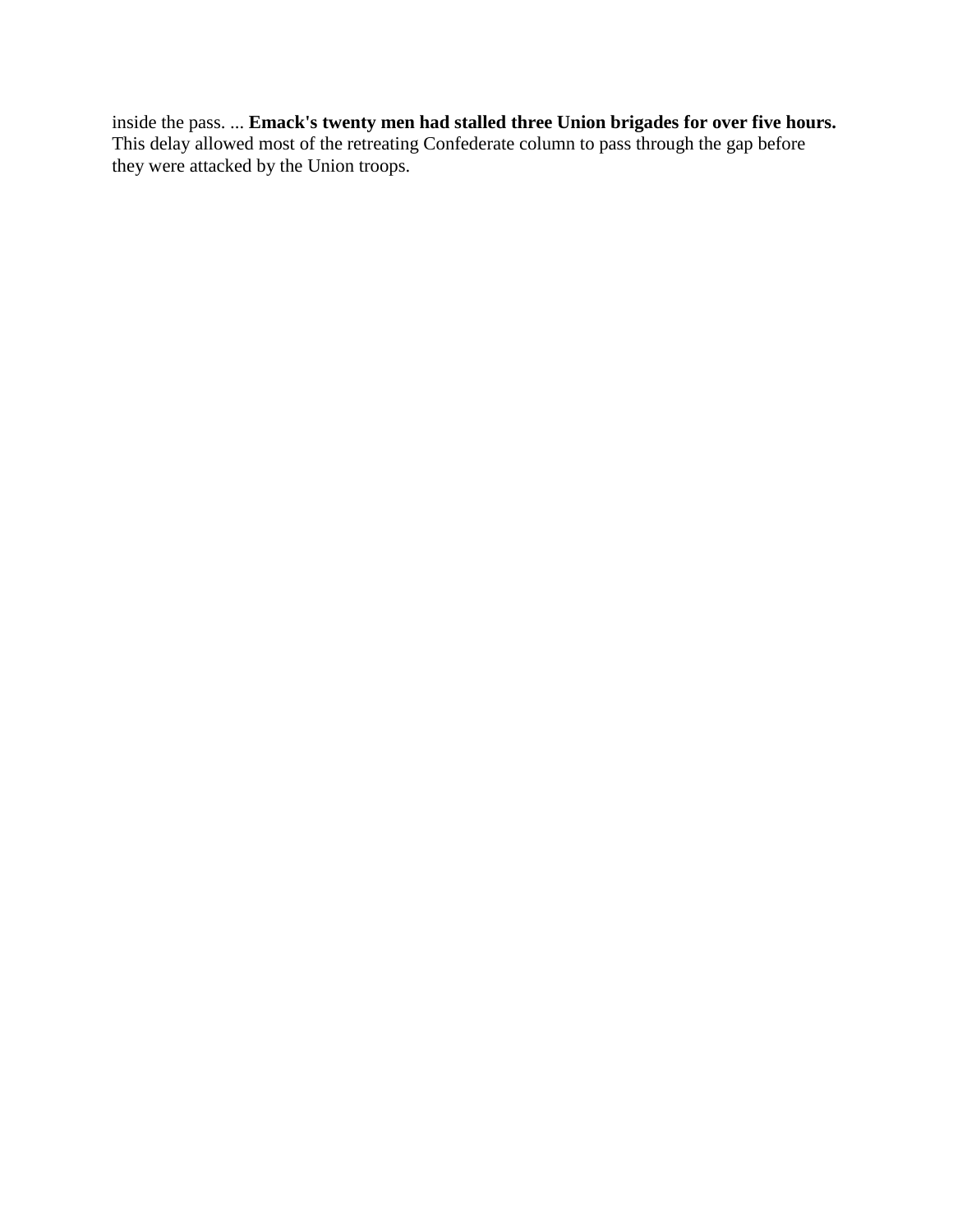inside the pass. ... **Emack's twenty men had stalled three Union brigades for over five hours.** This delay allowed most of the retreating Confederate column to pass through the gap before they were attacked by the Union troops.